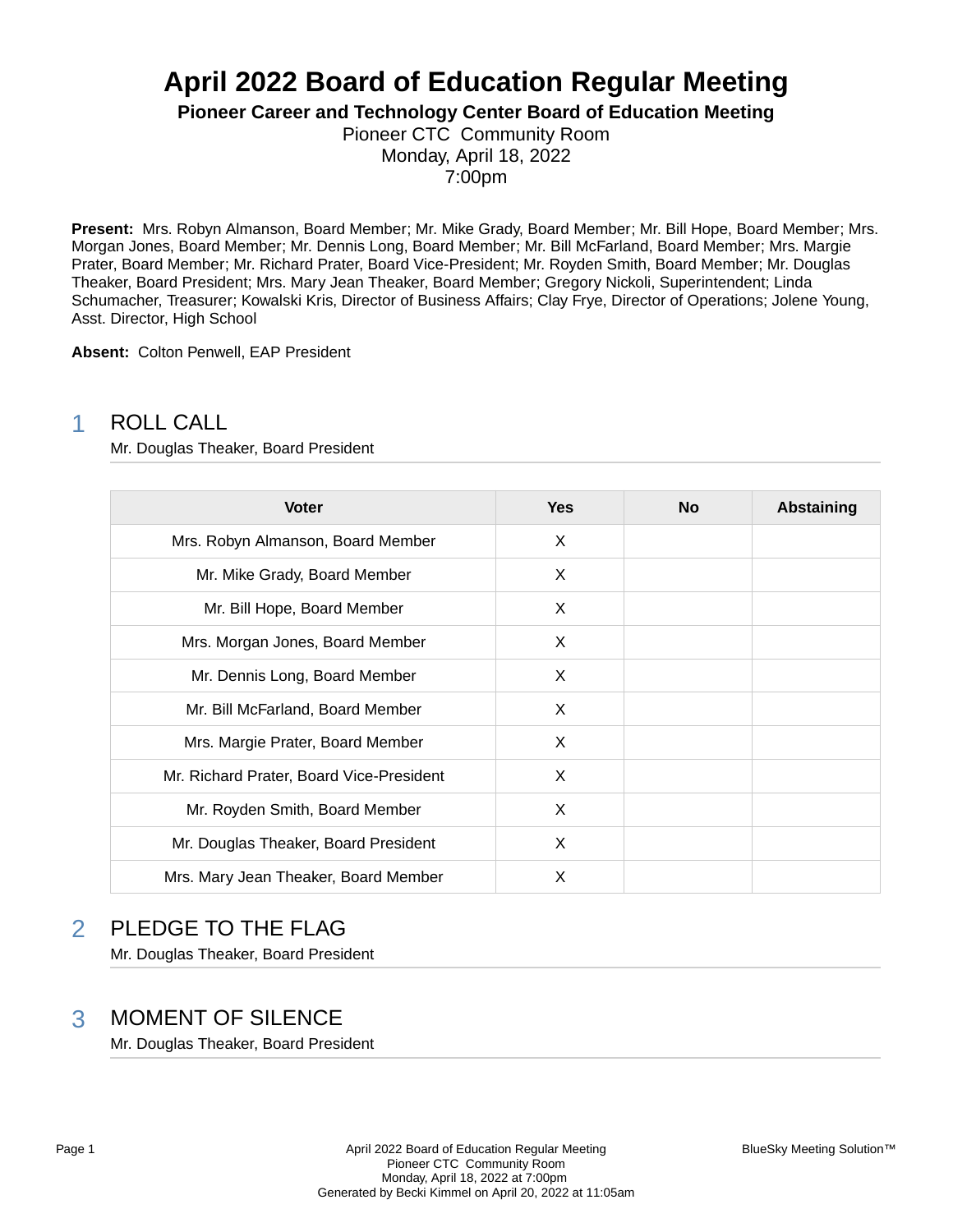# April 2022 Board of Education Regular Meeting

**Pioneer Career and Technology Center Board of Education Meeting**

Pioneer CTC Community Room
Monday, April 18, 2022
7:00pm

**Present:** Mrs. Robyn Almanson, Board Member; Mr. Mike Grady, Board Member; Mr. Bill Hope, Board Member; Mrs. Morgan Jones, Board Member; Mr. Dennis Long, Board Member; Mr. Bill McFarland, Board Member; Mrs. Margie Prater, Board Member; Mr. Richard Prater, Board Vice-President; Mr. Royden Smith, Board Member; Mr. Douglas Theaker, Board President; Mrs. Mary Jean Theaker, Board Member; Gregory Nickoli, Superintendent; Linda Schumacher, Treasurer; Kowalski Kris, Director of Business Affairs; Clay Frye, Director of Operations; Jolene Young, Asst. Director, High School

**Absent:** Colton Penwell, EAP President

## 1 ROLL CALL

Mr. Douglas Theaker, Board President

| Voter | Yes | No | Abstaining |
|---|---|---|---|
| Mrs. Robyn Almanson, Board Member | X | | |
| Mr. Mike Grady, Board Member | X | | |
| Mr. Bill Hope, Board Member | X | | |
| Mrs. Morgan Jones, Board Member | X | | |
| Mr. Dennis Long, Board Member | X | | |
| Mr. Bill McFarland, Board Member | X | | |
| Mrs. Margie Prater, Board Member | X | | |
| Mr. Richard Prater, Board Vice-President | X | | |
| Mr. Royden Smith, Board Member | X | | |
| Mr. Douglas Theaker, Board President | X | | |
| Mrs. Mary Jean Theaker, Board Member | X | | |

## 2 PLEDGE TO THE FLAG

Mr. Douglas Theaker, Board President

## 3 MOMENT OF SILENCE

Mr. Douglas Theaker, Board President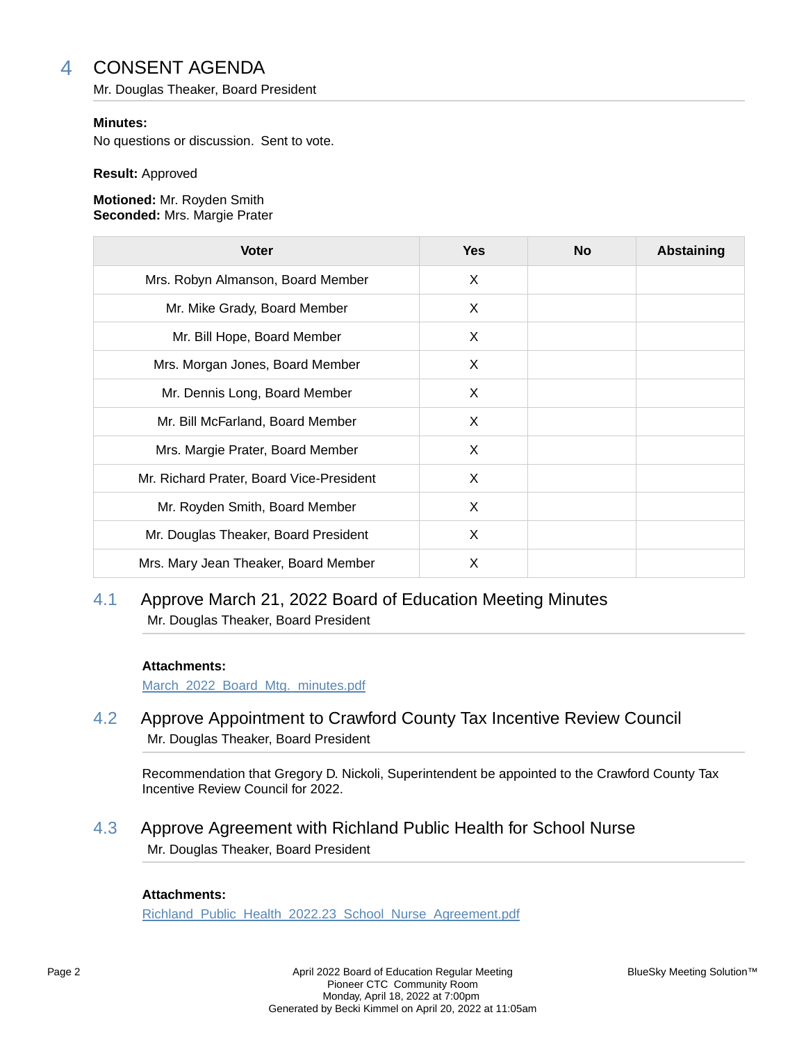# 4 CONSENT AGENDA

Mr. Douglas Theaker, Board President

**Minutes:**
No questions or discussion. Sent to vote.

**Result:** Approved

**Motioned:** Mr. Royden Smith
**Seconded:** Mrs. Margie Prater

| Voter | Yes | No | Abstaining |
|---|---|---|---|
| Mrs. Robyn Almanson, Board Member | X | | |
| Mr. Mike Grady, Board Member | X | | |
| Mr. Bill Hope, Board Member | X | | |
| Mrs. Morgan Jones, Board Member | X | | |
| Mr. Dennis Long, Board Member | X | | |
| Mr. Bill McFarland, Board Member | X | | |
| Mrs. Margie Prater, Board Member | X | | |
| Mr. Richard Prater, Board Vice-President | X | | |
| Mr. Royden Smith, Board Member | X | | |
| Mr. Douglas Theaker, Board President | X | | |
| Mrs. Mary Jean Theaker, Board Member | X | | |

## 4.1 Approve March 21, 2022 Board of Education Meeting Minutes

Mr. Douglas Theaker, Board President

**Attachments:**
March_2022_Board_Mtg._minutes.pdf

## 4.2 Approve Appointment to Crawford County Tax Incentive Review Council

Mr. Douglas Theaker, Board President

Recommendation that Gregory D. Nickoli, Superintendent be appointed to the Crawford County Tax Incentive Review Council for 2022.

## 4.3 Approve Agreement with Richland Public Health for School Nurse

Mr. Douglas Theaker, Board President

**Attachments:**
Richland_Public_Health_2022.23_School_Nurse_Agreement.pdf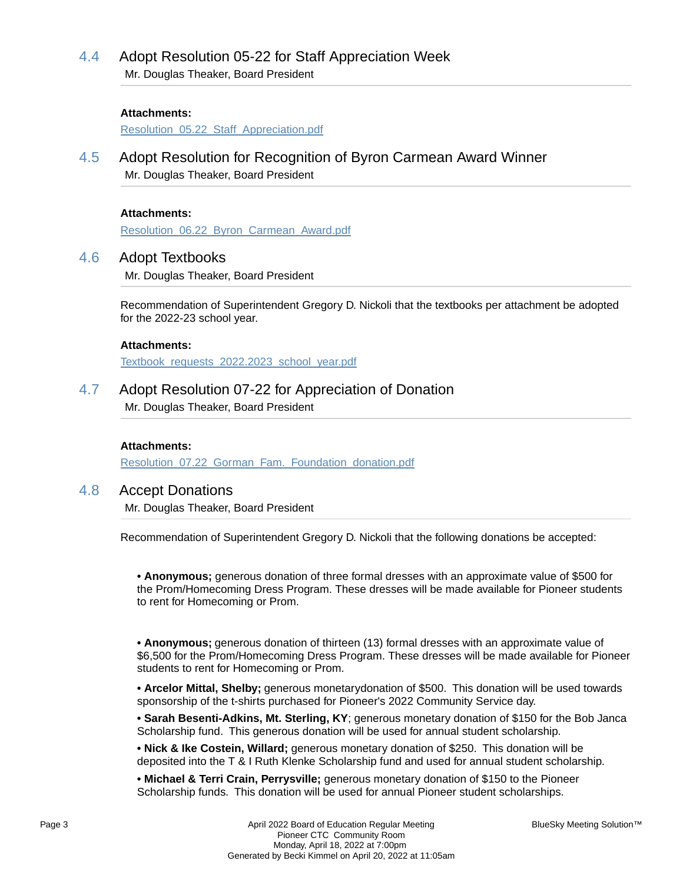## 4.4 Adopt Resolution 05-22 for Staff Appreciation Week

Mr. Douglas Theaker, Board President

**Attachments:**

Resolution_05.22_Staff_Appreciation.pdf

## 4.5 Adopt Resolution for Recognition of Byron Carmean Award Winner

Mr. Douglas Theaker, Board President

**Attachments:**

Resolution_06.22_Byron_Carmean_Award.pdf

## 4.6 Adopt Textbooks

Mr. Douglas Theaker, Board President

Recommendation of Superintendent Gregory D. Nickoli that the textbooks per attachment be adopted for the 2022-23 school year.

**Attachments:**

Textbook_requests_2022.2023_school_year.pdf

## 4.7 Adopt Resolution 07-22 for Appreciation of Donation

Mr. Douglas Theaker, Board President

**Attachments:**

Resolution_07.22_Gorman_Fam._Foundation_donation.pdf

## 4.8 Accept Donations

Mr. Douglas Theaker, Board President

Recommendation of Superintendent Gregory D. Nickoli that the following donations be accepted:

- **Anonymous;** generous donation of three formal dresses with an approximate value of $500 for the Prom/Homecoming Dress Program. These dresses will be made available for Pioneer students to rent for Homecoming or Prom.

- **Anonymous;** generous donation of thirteen (13) formal dresses with an approximate value of $6,500 for the Prom/Homecoming Dress Program. These dresses will be made available for Pioneer students to rent for Homecoming or Prom.
- **Arcelor Mittal, Shelby;** generous monetarydonation of $500. This donation will be used towards sponsorship of the t-shirts purchased for Pioneer's 2022 Community Service day.
- **Sarah Besenti-Adkins, Mt. Sterling, KY**; generous monetary donation of $150 for the Bob Janca Scholarship fund. This generous donation will be used for annual student scholarship.
- **Nick & Ike Costein, Willard;** generous monetary donation of $250. This donation will be deposited into the T & I Ruth Klenke Scholarship fund and used for annual student scholarship.
- **Michael & Terri Crain, Perrysville;** generous monetary donation of $150 to the Pioneer Scholarship funds. This donation will be used for annual Pioneer student scholarships.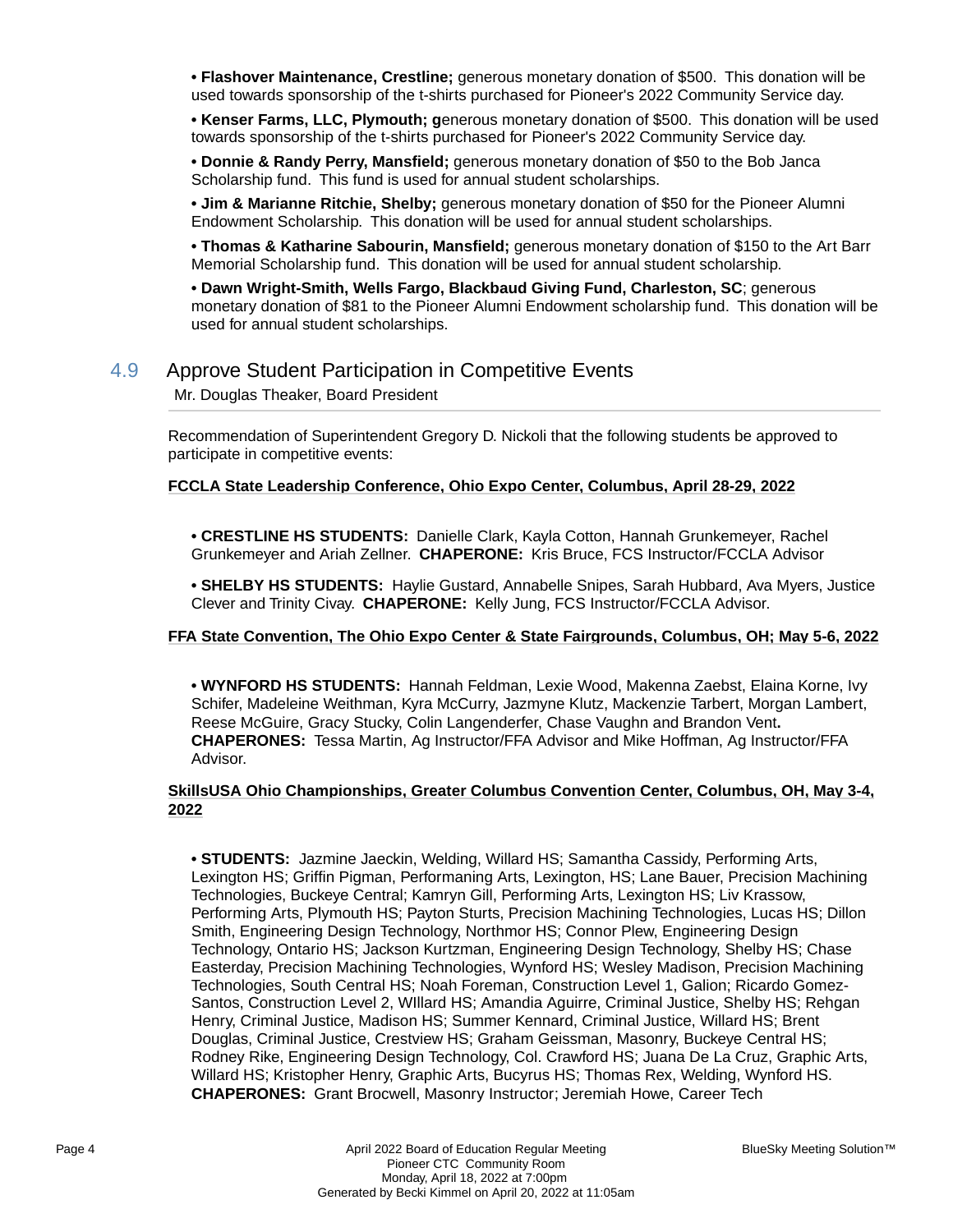- **Flashover Maintenance, Crestline;** generous monetary donation of $500. This donation will be used towards sponsorship of the t-shirts purchased for Pioneer's 2022 Community Service day.
- **Kenser Farms, LLC, Plymouth; g**enerous monetary donation of $500. This donation will be used towards sponsorship of the t-shirts purchased for Pioneer's 2022 Community Service day.
- **Donnie & Randy Perry, Mansfield;** generous monetary donation of $50 to the Bob Janca Scholarship fund. This fund is used for annual student scholarships.
- **Jim & Marianne Ritchie, Shelby;** generous monetary donation of $50 for the Pioneer Alumni Endowment Scholarship. This donation will be used for annual student scholarships.
- **Thomas & Katharine Sabourin, Mansfield;** generous monetary donation of $150 to the Art Barr Memorial Scholarship fund. This donation will be used for annual student scholarship.
- **Dawn Wright-Smith, Wells Fargo, Blackbaud Giving Fund, Charleston, SC**; generous monetary donation of $81 to the Pioneer Alumni Endowment scholarship fund. This donation will be used for annual student scholarships.

## 4.9 Approve Student Participation in Competitive Events

Mr. Douglas Theaker, Board President

Recommendation of Superintendent Gregory D. Nickoli that the following students be approved to participate in competitive events:

**FCCLA State Leadership Conference, Ohio Expo Center, Columbus, April 28-29, 2022**

- **CRESTLINE HS STUDENTS:** Danielle Clark, Kayla Cotton, Hannah Grunkemeyer, Rachel Grunkemeyer and Ariah Zellner. **CHAPERONE:** Kris Bruce, FCS Instructor/FCCLA Advisor
- **SHELBY HS STUDENTS:** Haylie Gustard, Annabelle Snipes, Sarah Hubbard, Ava Myers, Justice Clever and Trinity Civay. **CHAPERONE:** Kelly Jung, FCS Instructor/FCCLA Advisor.

**FFA State Convention, The Ohio Expo Center & State Fairgrounds, Columbus, OH; May 5-6, 2022**

- **WYNFORD HS STUDENTS:** Hannah Feldman, Lexie Wood, Makenna Zaebst, Elaina Korne, Ivy Schifer, Madeleine Weithman, Kyra McCurry, Jazmyne Klutz, Mackenzie Tarbert, Morgan Lambert, Reese McGuire, Gracy Stucky, Colin Langenderfer, Chase Vaughn and Brandon Vent**.** **CHAPERONES:** Tessa Martin, Ag Instructor/FFA Advisor and Mike Hoffman, Ag Instructor/FFA Advisor.

**SkillsUSA Ohio Championships, Greater Columbus Convention Center, Columbus, OH, May 3-4, 2022**

- **STUDENTS:** Jazmine Jaeckin, Welding, Willard HS; Samantha Cassidy, Performing Arts, Lexington HS; Griffin Pigman, Performaning Arts, Lexington, HS; Lane Bauer, Precision Machining Technologies, Buckeye Central; Kamryn Gill, Performing Arts, Lexington HS; Liv Krassow, Performing Arts, Plymouth HS; Payton Sturts, Precision Machining Technologies, Lucas HS; Dillon Smith, Engineering Design Technology, Northmor HS; Connor Plew, Engineering Design Technology, Ontario HS; Jackson Kurtzman, Engineering Design Technology, Shelby HS; Chase Easterday, Precision Machining Technologies, Wynford HS; Wesley Madison, Precision Machining Technologies, South Central HS; Noah Foreman, Construction Level 1, Galion; Ricardo Gomez-Santos, Construction Level 2, WIllard HS; Amandia Aguirre, Criminal Justice, Shelby HS; Rehgan Henry, Criminal Justice, Madison HS; Summer Kennard, Criminal Justice, Willard HS; Brent Douglas, Criminal Justice, Crestview HS; Graham Geissman, Masonry, Buckeye Central HS; Rodney Rike, Engineering Design Technology, Col. Crawford HS; Juana De La Cruz, Graphic Arts, Willard HS; Kristopher Henry, Graphic Arts, Bucyrus HS; Thomas Rex, Welding, Wynford HS. **CHAPERONES:** Grant Brocwell, Masonry Instructor; Jeremiah Howe, Career Tech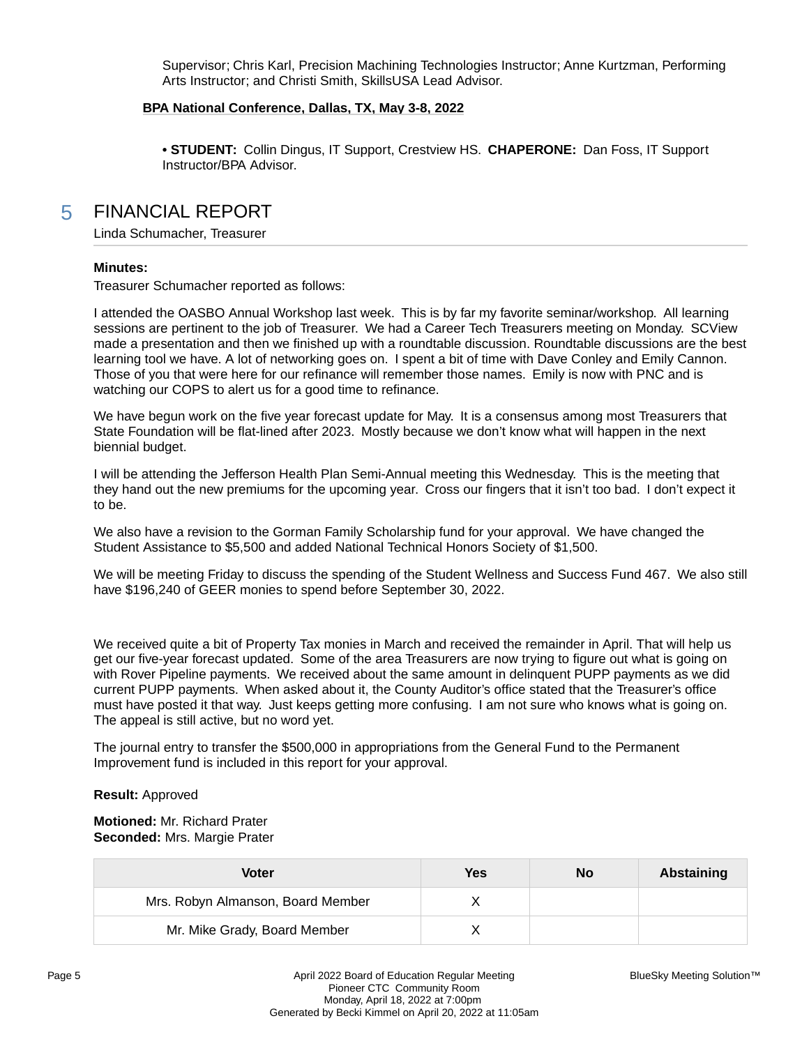Supervisor; Chris Karl, Precision Machining Technologies Instructor; Anne Kurtzman, Performing Arts Instructor; and Christi Smith, SkillsUSA Lead Advisor.

**BPA National Conference, Dallas, TX, May 3-8, 2022**

• **STUDENT:** Collin Dingus, IT Support, Crestview HS. **CHAPERONE:** Dan Foss, IT Support Instructor/BPA Advisor.

## 5 FINANCIAL REPORT

Linda Schumacher, Treasurer

**Minutes:**

Treasurer Schumacher reported as follows:

I attended the OASBO Annual Workshop last week. This is by far my favorite seminar/workshop. All learning sessions are pertinent to the job of Treasurer. We had a Career Tech Treasurers meeting on Monday. SCView made a presentation and then we finished up with a roundtable discussion. Roundtable discussions are the best learning tool we have. A lot of networking goes on. I spent a bit of time with Dave Conley and Emily Cannon. Those of you that were here for our refinance will remember those names. Emily is now with PNC and is watching our COPS to alert us for a good time to refinance.

We have begun work on the five year forecast update for May. It is a consensus among most Treasurers that State Foundation will be flat-lined after 2023. Mostly because we don't know what will happen in the next biennial budget.

I will be attending the Jefferson Health Plan Semi-Annual meeting this Wednesday. This is the meeting that they hand out the new premiums for the upcoming year. Cross our fingers that it isn't too bad. I don't expect it to be.

We also have a revision to the Gorman Family Scholarship fund for your approval. We have changed the Student Assistance to $5,500 and added National Technical Honors Society of $1,500.

We will be meeting Friday to discuss the spending of the Student Wellness and Success Fund 467. We also still have $196,240 of GEER monies to spend before September 30, 2022.

We received quite a bit of Property Tax monies in March and received the remainder in April. That will help us get our five-year forecast updated. Some of the area Treasurers are now trying to figure out what is going on with Rover Pipeline payments. We received about the same amount in delinquent PUPP payments as we did current PUPP payments. When asked about it, the County Auditor's office stated that the Treasurer's office must have posted it that way. Just keeps getting more confusing. I am not sure who knows what is going on. The appeal is still active, but no word yet.

The journal entry to transfer the $500,000 in appropriations from the General Fund to the Permanent Improvement fund is included in this report for your approval.

**Result:** Approved

**Motioned:** Mr. Richard Prater
**Seconded:** Mrs. Margie Prater

| Voter | Yes | No | Abstaining |
|---|---|---|---|
| Mrs. Robyn Almanson, Board Member | X | | |
| Mr. Mike Grady, Board Member | X | | |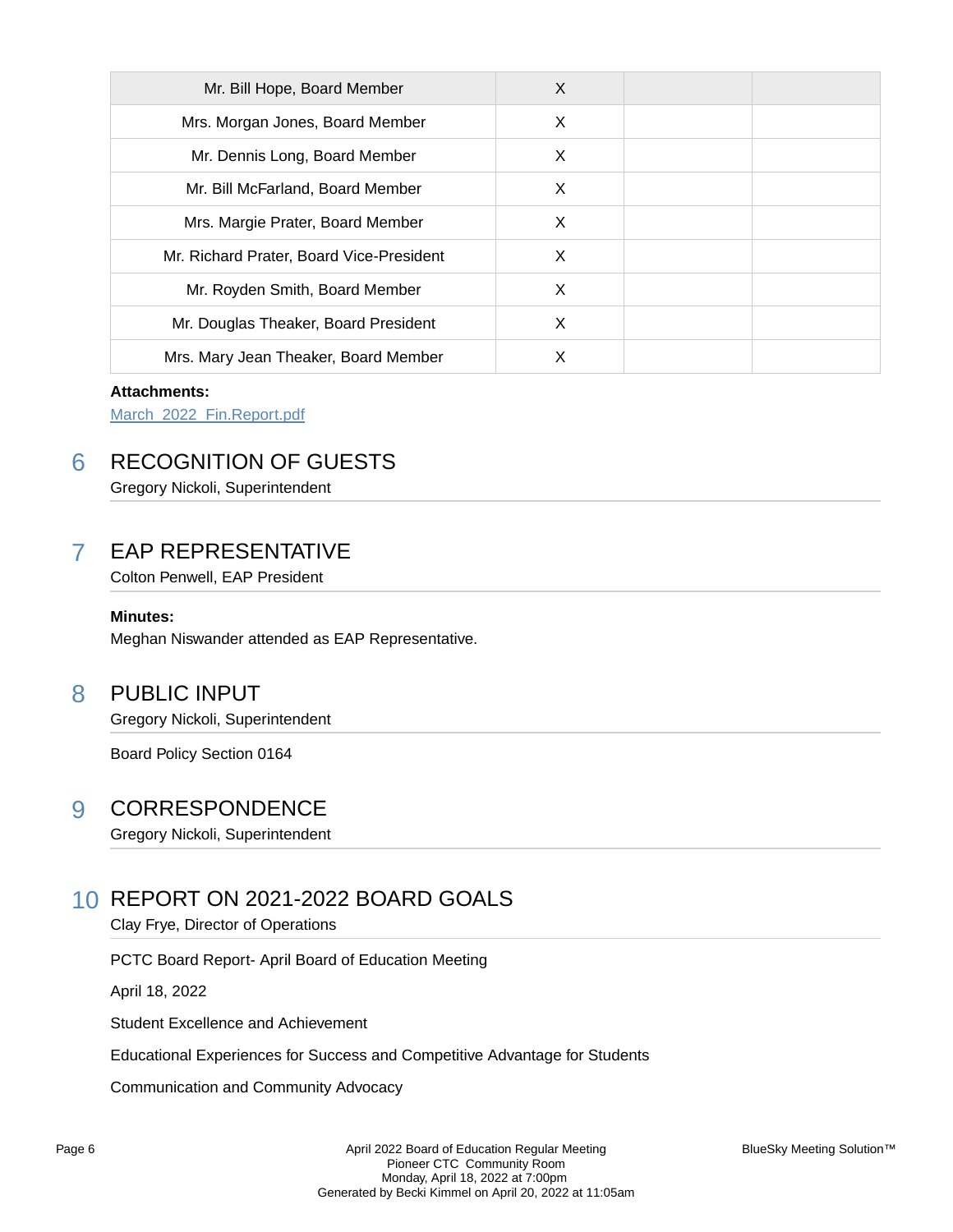| Mr. Bill Hope, Board Member | X | | |
|---|---|---|---|
| Mrs. Morgan Jones, Board Member | X | | |
| Mr. Dennis Long, Board Member | X | | |
| Mr. Bill McFarland, Board Member | X | | |
| Mrs. Margie Prater, Board Member | X | | |
| Mr. Richard Prater, Board Vice-President | X | | |
| Mr. Royden Smith, Board Member | X | | |
| Mr. Douglas Theaker, Board President | X | | |
| Mrs. Mary Jean Theaker, Board Member | X | | |

**Attachments:**

March_2022_Fin.Report.pdf

## 6 RECOGNITION OF GUESTS

Gregory Nickoli, Superintendent

## 7 EAP REPRESENTATIVE

Colton Penwell, EAP President

**Minutes:**

Meghan Niswander attended as EAP Representative.

## 8 PUBLIC INPUT

Gregory Nickoli, Superintendent

Board Policy Section 0164

## 9 CORRESPONDENCE

Gregory Nickoli, Superintendent

## 10 REPORT ON 2021-2022 BOARD GOALS

Clay Frye, Director of Operations

PCTC Board Report- April Board of Education Meeting

April 18, 2022

Student Excellence and Achievement

Educational Experiences for Success and Competitive Advantage for Students

Communication and Community Advocacy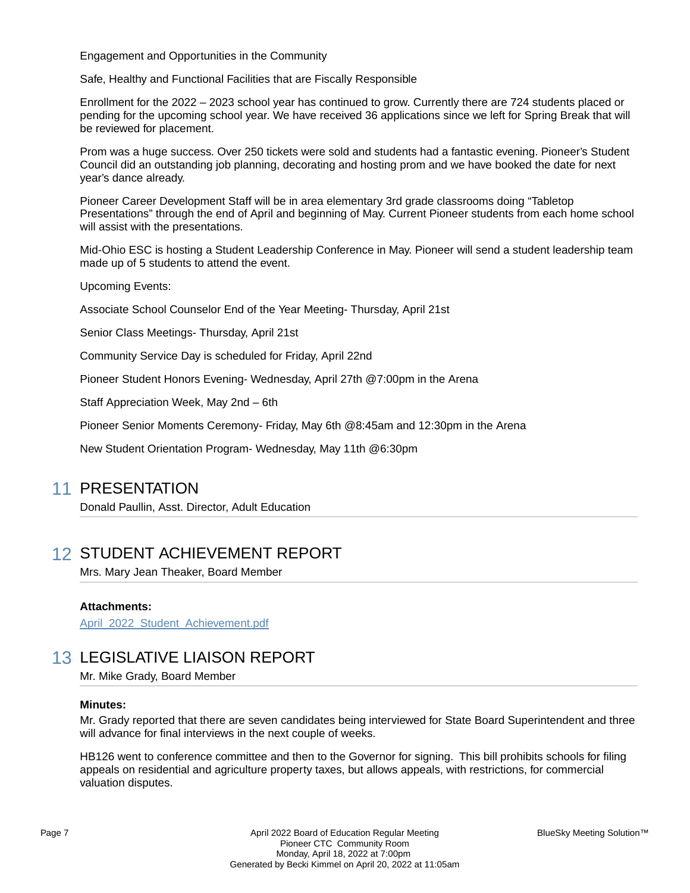Engagement and Opportunities in the Community

Safe, Healthy and Functional Facilities that are Fiscally Responsible

Enrollment for the 2022 – 2023 school year has continued to grow. Currently there are 724 students placed or pending for the upcoming school year. We have received 36 applications since we left for Spring Break that will be reviewed for placement.

Prom was a huge success. Over 250 tickets were sold and students had a fantastic evening. Pioneer's Student Council did an outstanding job planning, decorating and hosting prom and we have booked the date for next year's dance already.

Pioneer Career Development Staff will be in area elementary 3rd grade classrooms doing "Tabletop Presentations" through the end of April and beginning of May. Current Pioneer students from each home school will assist with the presentations.

Mid-Ohio ESC is hosting a Student Leadership Conference in May. Pioneer will send a student leadership team made up of 5 students to attend the event.

Upcoming Events:

Associate School Counselor End of the Year Meeting- Thursday, April 21st

Senior Class Meetings- Thursday, April 21st

Community Service Day is scheduled for Friday, April 22nd

Pioneer Student Honors Evening- Wednesday, April 27th @7:00pm in the Arena

Staff Appreciation Week, May 2nd – 6th

Pioneer Senior Moments Ceremony- Friday, May 6th @8:45am and 12:30pm in the Arena

New Student Orientation Program- Wednesday, May 11th @6:30pm

## 11 PRESENTATION

Donald Paullin, Asst. Director, Adult Education

## 12 STUDENT ACHIEVEMENT REPORT

Mrs. Mary Jean Theaker, Board Member

**Attachments:**

April_2022_Student_Achievement.pdf

## 13 LEGISLATIVE LIAISON REPORT

Mr. Mike Grady, Board Member

**Minutes:**

Mr. Grady reported that there are seven candidates being interviewed for State Board Superintendent and three will advance for final interviews in the next couple of weeks.

HB126 went to conference committee and then to the Governor for signing. This bill prohibits schools for filing appeals on residential and agriculture property taxes, but allows appeals, with restrictions, for commercial valuation disputes.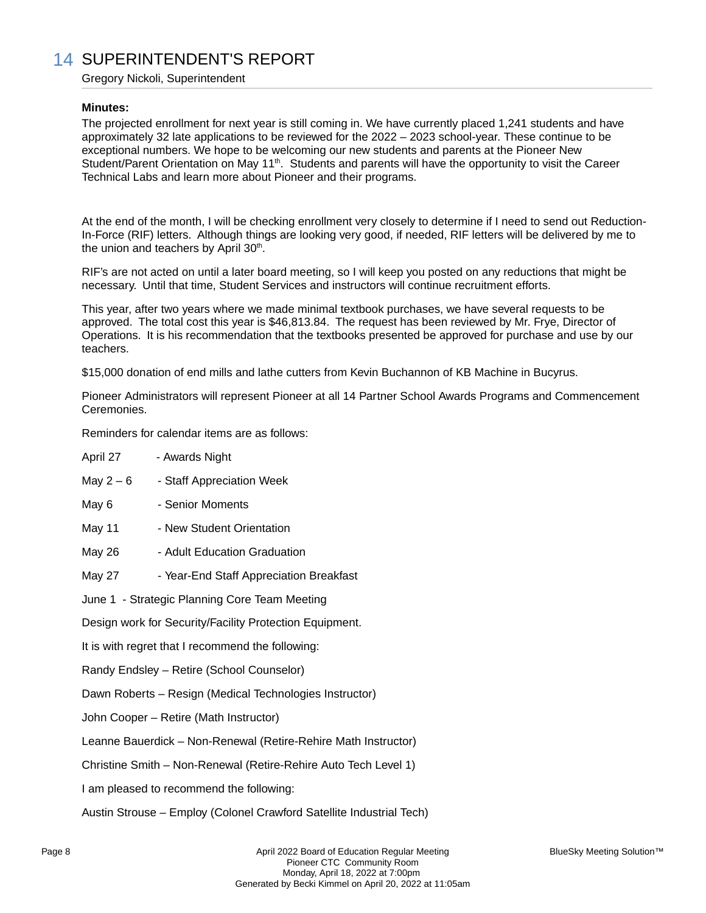## 14 SUPERINTENDENT'S REPORT

Gregory Nickoli, Superintendent

**Minutes:**

The projected enrollment for next year is still coming in. We have currently placed 1,241 students and have approximately 32 late applications to be reviewed for the 2022 – 2023 school-year. These continue to be exceptional numbers. We hope to be welcoming our new students and parents at the Pioneer New Student/Parent Orientation on May 11th. Students and parents will have the opportunity to visit the Career Technical Labs and learn more about Pioneer and their programs.

At the end of the month, I will be checking enrollment very closely to determine if I need to send out Reduction-In-Force (RIF) letters. Although things are looking very good, if needed, RIF letters will be delivered by me to the union and teachers by April 30th.

RIF's are not acted on until a later board meeting, so I will keep you posted on any reductions that might be necessary. Until that time, Student Services and instructors will continue recruitment efforts.

This year, after two years where we made minimal textbook purchases, we have several requests to be approved. The total cost this year is $46,813.84. The request has been reviewed by Mr. Frye, Director of Operations. It is his recommendation that the textbooks presented be approved for purchase and use by our teachers.

$15,000 donation of end mills and lathe cutters from Kevin Buchannon of KB Machine in Bucyrus.

Pioneer Administrators will represent Pioneer at all 14 Partner School Awards Programs and Commencement Ceremonies.

Reminders for calendar items are as follows:

April 27 - Awards Night

May 2 – 6 - Staff Appreciation Week

May 6 - Senior Moments

May 11 - New Student Orientation

May 26 - Adult Education Graduation

May 27 - Year-End Staff Appreciation Breakfast

June 1 - Strategic Planning Core Team Meeting

Design work for Security/Facility Protection Equipment.

It is with regret that I recommend the following:

Randy Endsley – Retire (School Counselor)

Dawn Roberts – Resign (Medical Technologies Instructor)

John Cooper – Retire (Math Instructor)

Leanne Bauerdick – Non-Renewal (Retire-Rehire Math Instructor)

Christine Smith – Non-Renewal (Retire-Rehire Auto Tech Level 1)

I am pleased to recommend the following:

Austin Strouse – Employ (Colonel Crawford Satellite Industrial Tech)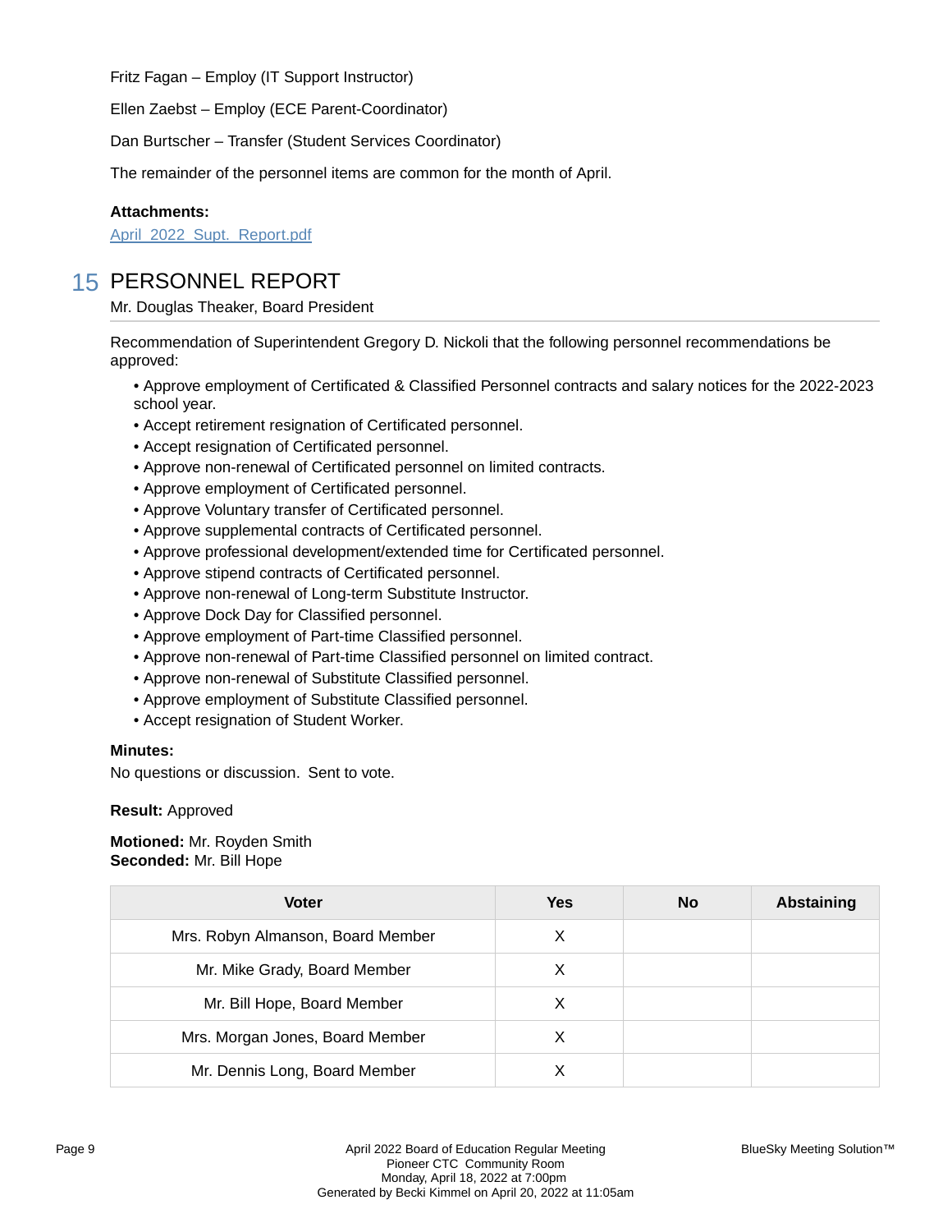Fritz Fagan – Employ (IT Support Instructor)

Ellen Zaebst – Employ (ECE Parent-Coordinator)

Dan Burtscher – Transfer (Student Services Coordinator)

The remainder of the personnel items are common for the month of April.

**Attachments:**

April_2022_Supt._Report.pdf

## 15 PERSONNEL REPORT

Mr. Douglas Theaker, Board President

Recommendation of Superintendent Gregory D. Nickoli that the following personnel recommendations be approved:

- Approve employment of Certificated & Classified Personnel contracts and salary notices for the 2022-2023 school year.
- Accept retirement resignation of Certificated personnel.
- Accept resignation of Certificated personnel.
- Approve non-renewal of Certificated personnel on limited contracts.
- Approve employment of Certificated personnel.
- Approve Voluntary transfer of Certificated personnel.
- Approve supplemental contracts of Certificated personnel.
- Approve professional development/extended time for Certificated personnel.
- Approve stipend contracts of Certificated personnel.
- Approve non-renewal of Long-term Substitute Instructor.
- Approve Dock Day for Classified personnel.
- Approve employment of Part-time Classified personnel.
- Approve non-renewal of Part-time Classified personnel on limited contract.
- Approve non-renewal of Substitute Classified personnel.
- Approve employment of Substitute Classified personnel.
- Accept resignation of Student Worker.

**Minutes:**

No questions or discussion. Sent to vote.

**Result:** Approved

**Motioned:** Mr. Royden Smith
**Seconded:** Mr. Bill Hope

| Voter | Yes | No | Abstaining |
|---|---|---|---|
| Mrs. Robyn Almanson, Board Member | X | | |
| Mr. Mike Grady, Board Member | X | | |
| Mr. Bill Hope, Board Member | X | | |
| Mrs. Morgan Jones, Board Member | X | | |
| Mr. Dennis Long, Board Member | X | | |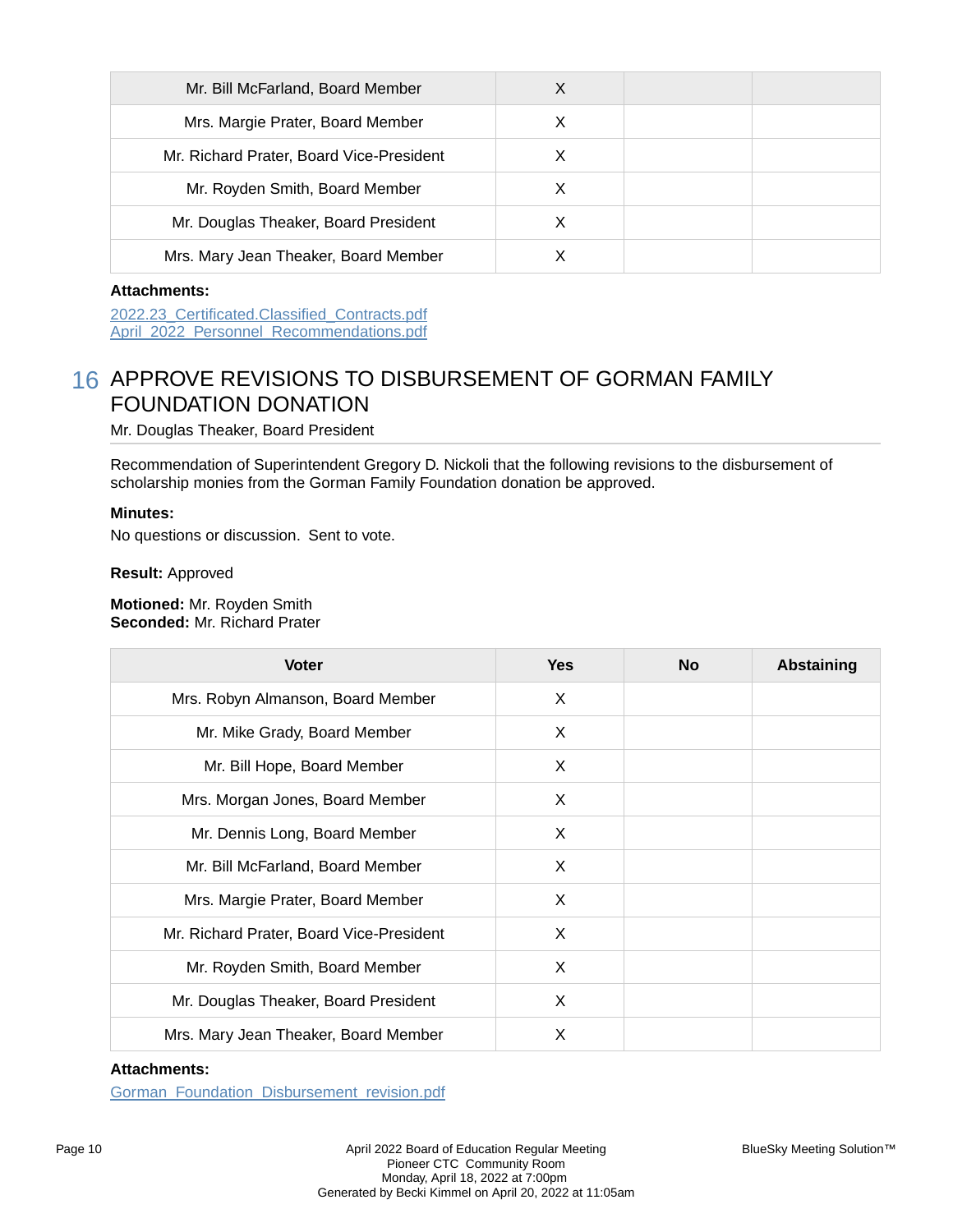| Voter | Yes | No | Abstaining |
| --- | --- | --- | --- |
| Mr. Bill McFarland, Board Member | X | | |
| Mrs. Margie Prater, Board Member | X | | |
| Mr. Richard Prater, Board Vice-President | X | | |
| Mr. Royden Smith, Board Member | X | | |
| Mr. Douglas Theaker, Board President | X | | |
| Mrs. Mary Jean Theaker, Board Member | X | | |

**Attachments:**

2022.23_Certificated.Classified_Contracts.pdf
April_2022_Personnel_Recommendations.pdf

## 16 APPROVE REVISIONS TO DISBURSEMENT OF GORMAN FAMILY FOUNDATION DONATION

Mr. Douglas Theaker, Board President

Recommendation of Superintendent Gregory D. Nickoli that the following revisions to the disbursement of scholarship monies from the Gorman Family Foundation donation be approved.

**Minutes:**

No questions or discussion. Sent to vote.

**Result:** Approved

**Motioned:** Mr. Royden Smith
**Seconded:** Mr. Richard Prater

| Voter | Yes | No | Abstaining |
| --- | --- | --- | --- |
| Mrs. Robyn Almanson, Board Member | X | | |
| Mr. Mike Grady, Board Member | X | | |
| Mr. Bill Hope, Board Member | X | | |
| Mrs. Morgan Jones, Board Member | X | | |
| Mr. Dennis Long, Board Member | X | | |
| Mr. Bill McFarland, Board Member | X | | |
| Mrs. Margie Prater, Board Member | X | | |
| Mr. Richard Prater, Board Vice-President | X | | |
| Mr. Royden Smith, Board Member | X | | |
| Mr. Douglas Theaker, Board President | X | | |
| Mrs. Mary Jean Theaker, Board Member | X | | |

**Attachments:**

Gorman_Foundation_Disbursement_revision.pdf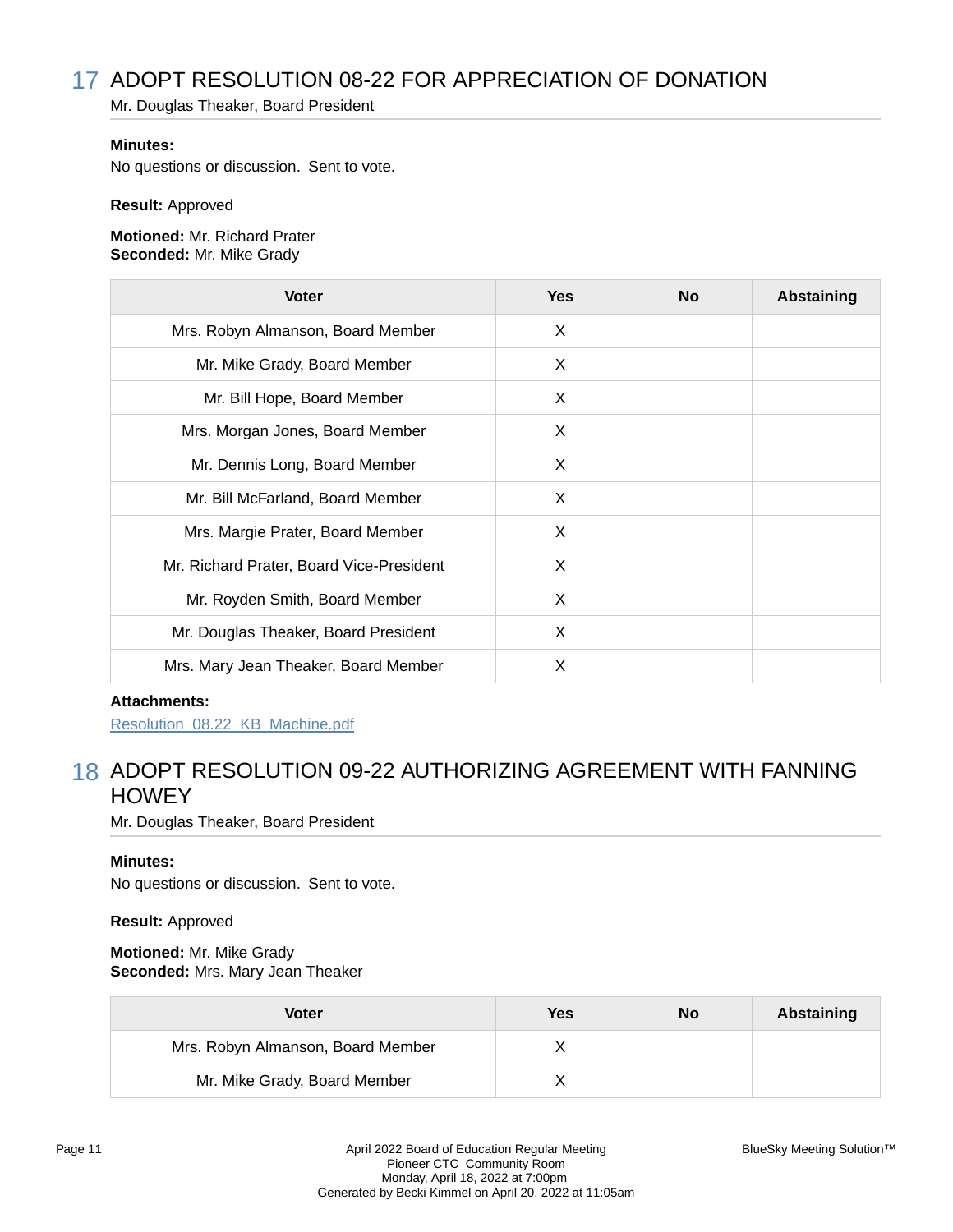## 17 ADOPT RESOLUTION 08-22 FOR APPRECIATION OF DONATION

Mr. Douglas Theaker, Board President

**Minutes:**
No questions or discussion.  Sent to vote.

**Result:** Approved

**Motioned:** Mr. Richard Prater
**Seconded:** Mr. Mike Grady

| Voter | Yes | No | Abstaining |
|---|---|---|---|
| Mrs. Robyn Almanson, Board Member | X | | |
| Mr. Mike Grady, Board Member | X | | |
| Mr. Bill Hope, Board Member | X | | |
| Mrs. Morgan Jones, Board Member | X | | |
| Mr. Dennis Long, Board Member | X | | |
| Mr. Bill McFarland, Board Member | X | | |
| Mrs. Margie Prater, Board Member | X | | |
| Mr. Richard Prater, Board Vice-President | X | | |
| Mr. Royden Smith, Board Member | X | | |
| Mr. Douglas Theaker, Board President | X | | |
| Mrs. Mary Jean Theaker, Board Member | X | | |

**Attachments:**
Resolution_08.22_KB_Machine.pdf

## 18 ADOPT RESOLUTION 09-22 AUTHORIZING AGREEMENT WITH FANNING HOWEY

Mr. Douglas Theaker, Board President

**Minutes:**
No questions or discussion.  Sent to vote.

**Result:** Approved

**Motioned:** Mr. Mike Grady
**Seconded:** Mrs. Mary Jean Theaker

| Voter | Yes | No | Abstaining |
|---|---|---|---|
| Mrs. Robyn Almanson, Board Member | X | | |
| Mr. Mike Grady, Board Member | X | | |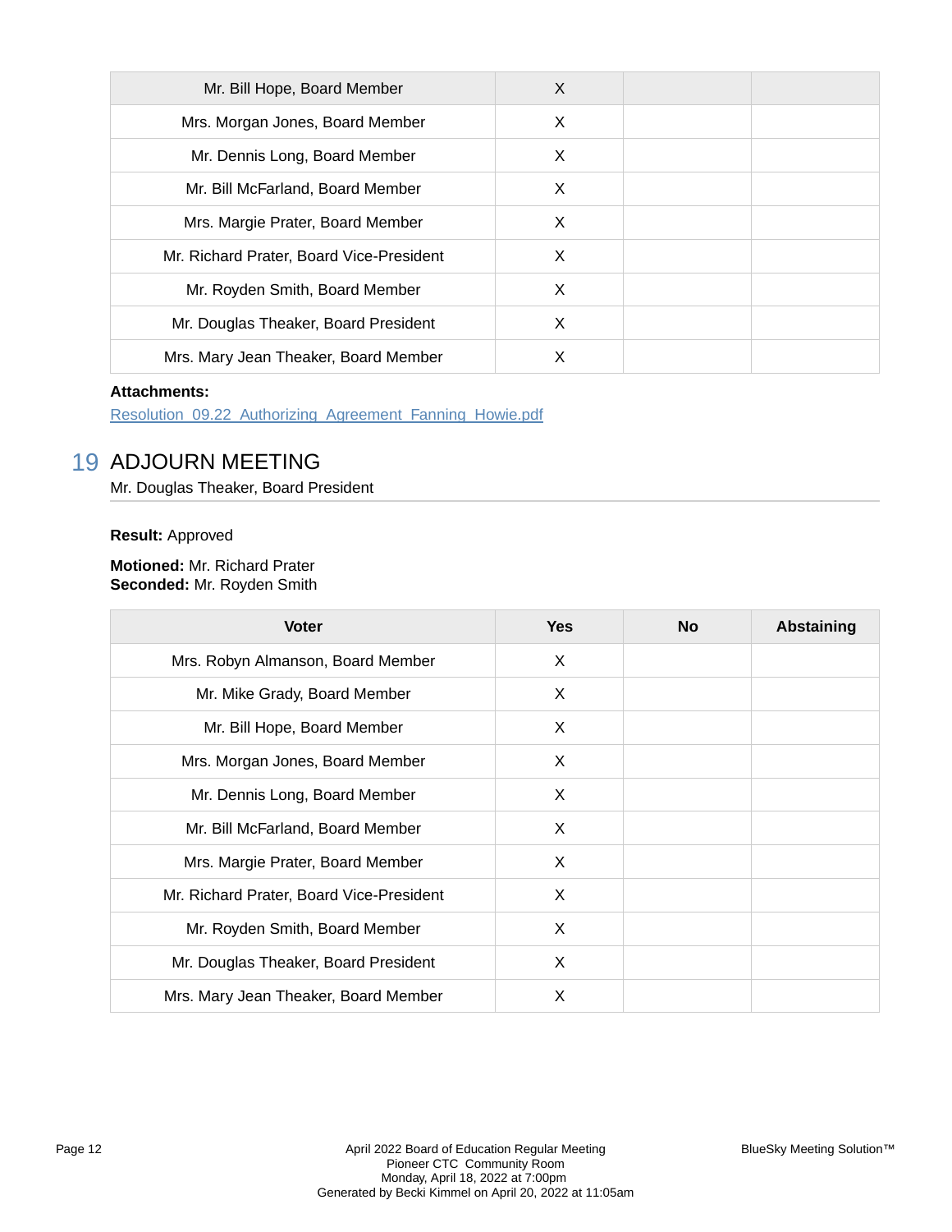| | | | |
|---|---|---|---|
| Mr. Bill Hope, Board Member | X | | |
| Mrs. Morgan Jones, Board Member | X | | |
| Mr. Dennis Long, Board Member | X | | |
| Mr. Bill McFarland, Board Member | X | | |
| Mrs. Margie Prater, Board Member | X | | |
| Mr. Richard Prater, Board Vice-President | X | | |
| Mr. Royden Smith, Board Member | X | | |
| Mr. Douglas Theaker, Board President | X | | |
| Mrs. Mary Jean Theaker, Board Member | X | | |

**Attachments:**

Resolution_09.22_Authorizing_Agreement_Fanning_Howie.pdf

## 19 ADJOURN MEETING

Mr. Douglas Theaker, Board President

**Result:** Approved

**Motioned:** Mr. Richard Prater
**Seconded:** Mr. Royden Smith

| Voter | Yes | No | Abstaining |
|---|---|---|---|
| Mrs. Robyn Almanson, Board Member | X | | |
| Mr. Mike Grady, Board Member | X | | |
| Mr. Bill Hope, Board Member | X | | |
| Mrs. Morgan Jones, Board Member | X | | |
| Mr. Dennis Long, Board Member | X | | |
| Mr. Bill McFarland, Board Member | X | | |
| Mrs. Margie Prater, Board Member | X | | |
| Mr. Richard Prater, Board Vice-President | X | | |
| Mr. Royden Smith, Board Member | X | | |
| Mr. Douglas Theaker, Board President | X | | |
| Mrs. Mary Jean Theaker, Board Member | X | | |